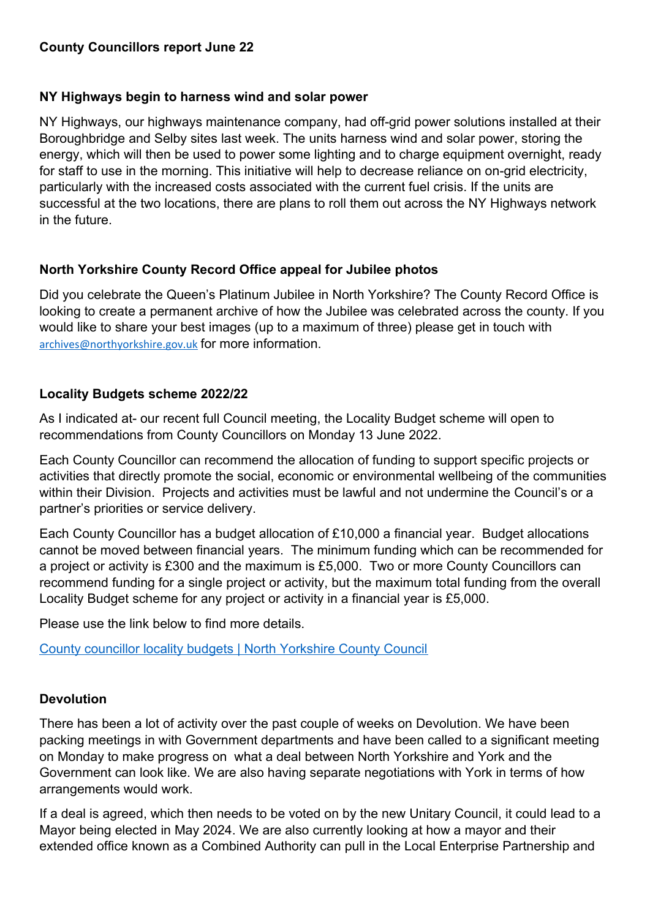**County Councillors report June 22**

**NY Highways begin to harness wind and solar power**

NY Highways, our highways maintenance company, had off-grid power solutions installed at their Boroughbridge and Selby sites last week. The units harness wind and solar power, storing the energy, which will then be used to power some lighting and to charge equipment overnight, ready for staff to use in the morning. This initiative will help to decrease reliance on on-grid electricity, particularly with the increased costs associated with the current fuel crisis. If the units are successful at the two locations, there are plans to roll them out across the NY Highways network in the future.

**North Yorkshire County Record Office appeal for Jubilee photos**

Did you celebrate the Queen's Platinum Jubilee in North Yorkshire? The County Record Office is looking to create a permanent archive of how the Jubilee was celebrated across the county. If you would like to share your best images (up to a maximum of three) please get in touch with archives@northyorkshire.gov.uk for more information.

**Locality Budgets scheme 2022/22**

As I indicated at- our recent full Council meeting, the Locality Budget scheme will open to recommendations from County Councillors on Monday 13 June 2022.

Each County Councillor can recommend the allocation of funding to support specific projects or activities that directly promote the social, economic or environmental wellbeing of the communities within their Division. Projects and activities must be lawful and not undermine the Council's or a partner's priorities or service delivery.

Each County Councillor has a budget allocation of £10,000 a financial year. Budget allocations cannot be moved between financial years. The minimum funding which can be recommended for a project or activity is £300 and the maximum is £5,000. Two or more County Councillors can recommend funding for a single project or activity, but the maximum total funding from the overall Locality Budget scheme for any project or activity in a financial year is £5,000.

Please use the link below to find more details.

County councillor locality budgets | North Yorkshire County Council

**Devolution**

There has been a lot of activity over the past couple of weeks on Devolution. We have been packing meetings in with Government departments and have been called to a significant meeting on Monday to make progress on what a deal between North Yorkshire and York and the Government can look like. We are also having separate negotiations with York in terms of how arrangements would work.

If a deal is agreed, which then needs to be voted on by the new Unitary Council, it could lead to a Mayor being elected in May 2024. We are also currently looking at how a mayor and their extended office known as a Combined Authority can pull in the Local Enterprise Partnership and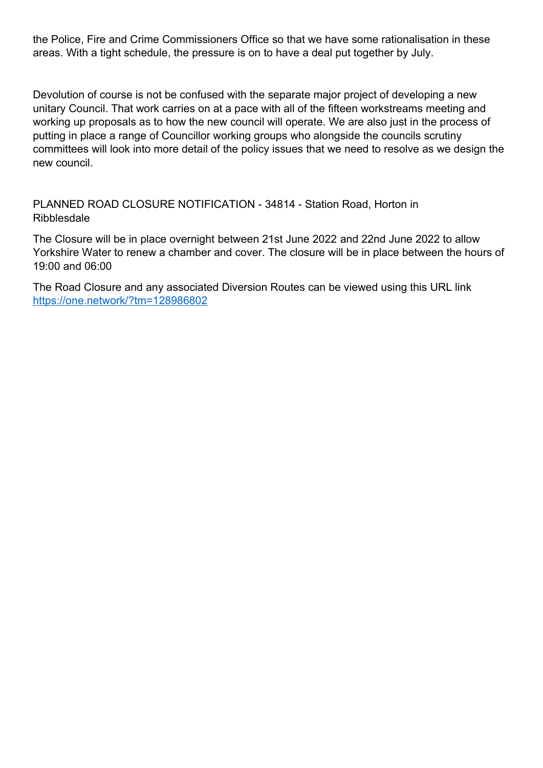the Police, Fire and Crime Commissioners Office so that we have some rationalisation in these areas. With a tight schedule, the pressure is on to have a deal put together by July.

Devolution of course is not be confused with the separate major project of developing a new unitary Council. That work carries on at a pace with all of the fifteen workstreams meeting and working up proposals as to how the new council will operate. We are also just in the process of putting in place a range of Councillor working groups who alongside the councils scrutiny committees will look into more detail of the policy issues that we need to resolve as we design the new council.

PLANNED ROAD CLOSURE NOTIFICATION - 34814 - Station Road, Horton in Ribblesdale

The Closure will be in place overnight between 21st June 2022 and 22nd June 2022 to allow Yorkshire Water to renew a chamber and cover. The closure will be in place between the hours of 19:00 and 06:00

The Road Closure and any associated Diversion Routes can be viewed using this URL link https://one.network/?tm=128986802